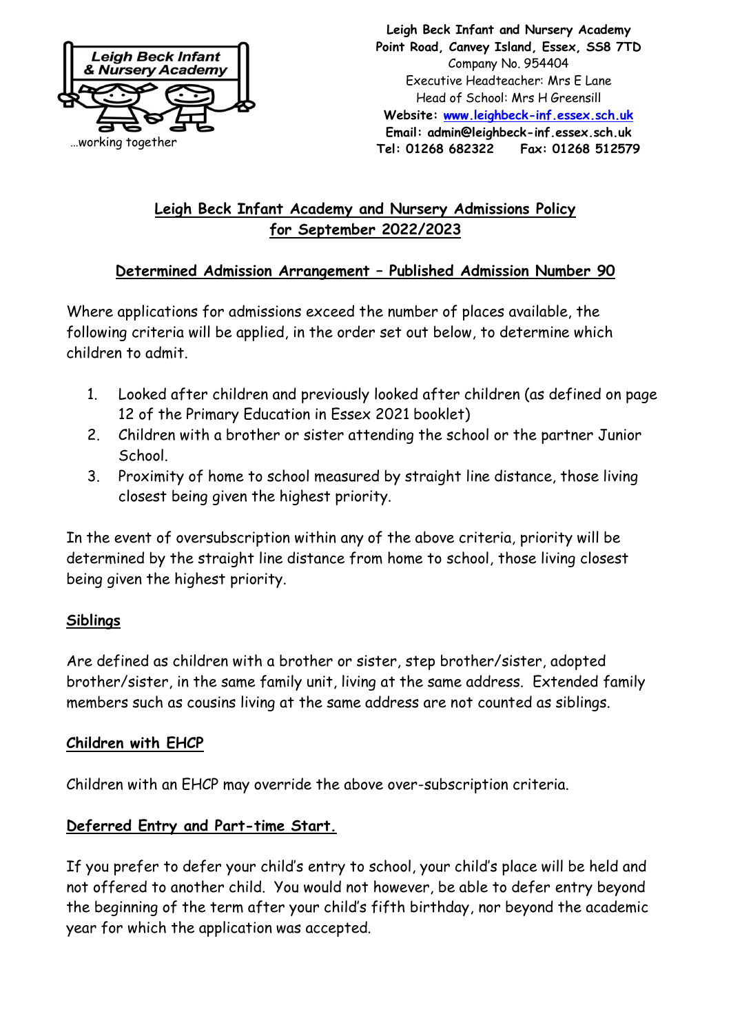Leigh Beck Infant & Nursery Academy

…working together

**Leigh Beck Infant and Nursery Academy**
**Point Road, Canvey Island, Essex, SS8 7TD**
Company No. 954404
Executive Headteacher: Mrs E Lane
Head of School: Mrs H Greensill
**Website: www.leighbeck-inf.essex.sch.uk**
**Email: admin@leighbeck-inf.essex.sch.uk**
**Tel: 01268 682322 Fax: 01268 512579**

## Leigh Beck Infant Academy and Nursery Admissions Policy for September 2022/2023

### Determined Admission Arrangement – Published Admission Number 90

Where applications for admissions exceed the number of places available, the following criteria will be applied, in the order set out below, to determine which children to admit.

1. Looked after children and previously looked after children (as defined on page 12 of the Primary Education in Essex 2021 booklet)
2. Children with a brother or sister attending the school or the partner Junior School.
3. Proximity of home to school measured by straight line distance, those living closest being given the highest priority.

In the event of oversubscription within any of the above criteria, priority will be determined by the straight line distance from home to school, those living closest being given the highest priority.

### Siblings

Are defined as children with a brother or sister, step brother/sister, adopted brother/sister, in the same family unit, living at the same address. Extended family members such as cousins living at the same address are not counted as siblings.

### Children with EHCP

Children with an EHCP may override the above over-subscription criteria.

### Deferred Entry and Part-time Start.

If you prefer to defer your child's entry to school, your child's place will be held and not offered to another child. You would not however, be able to defer entry beyond the beginning of the term after your child's fifth birthday, nor beyond the academic year for which the application was accepted.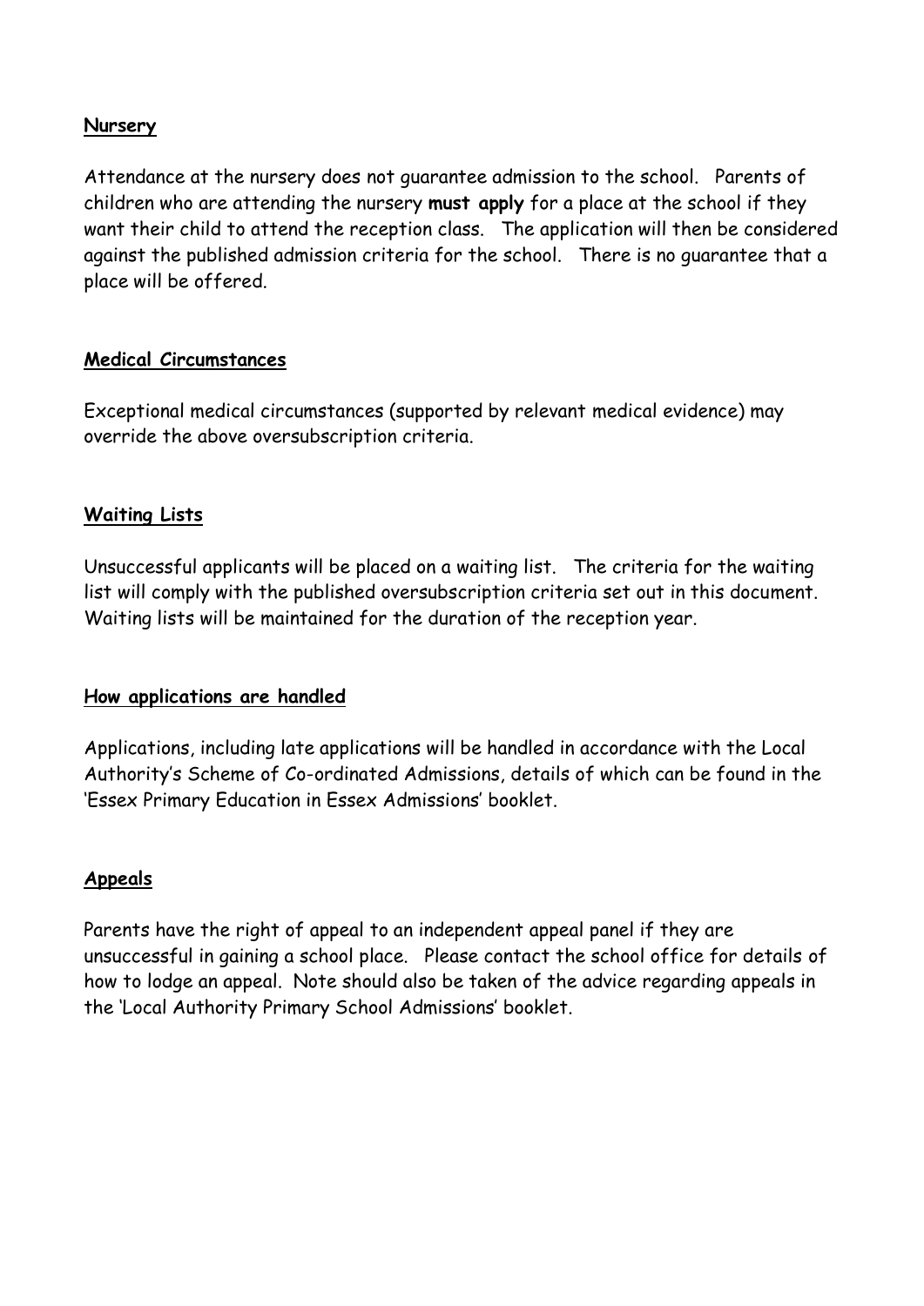**Nursery**

Attendance at the nursery does not guarantee admission to the school. Parents of children who are attending the nursery **must apply** for a place at the school if they want their child to attend the reception class. The application will then be considered against the published admission criteria for the school. There is no guarantee that a place will be offered.

**Medical Circumstances**

Exceptional medical circumstances (supported by relevant medical evidence) may override the above oversubscription criteria.

**Waiting Lists**

Unsuccessful applicants will be placed on a waiting list. The criteria for the waiting list will comply with the published oversubscription criteria set out in this document. Waiting lists will be maintained for the duration of the reception year.

**How applications are handled**

Applications, including late applications will be handled in accordance with the Local Authority's Scheme of Co-ordinated Admissions, details of which can be found in the 'Essex Primary Education in Essex Admissions' booklet.

**Appeals**

Parents have the right of appeal to an independent appeal panel if they are unsuccessful in gaining a school place. Please contact the school office for details of how to lodge an appeal. Note should also be taken of the advice regarding appeals in the 'Local Authority Primary School Admissions' booklet.